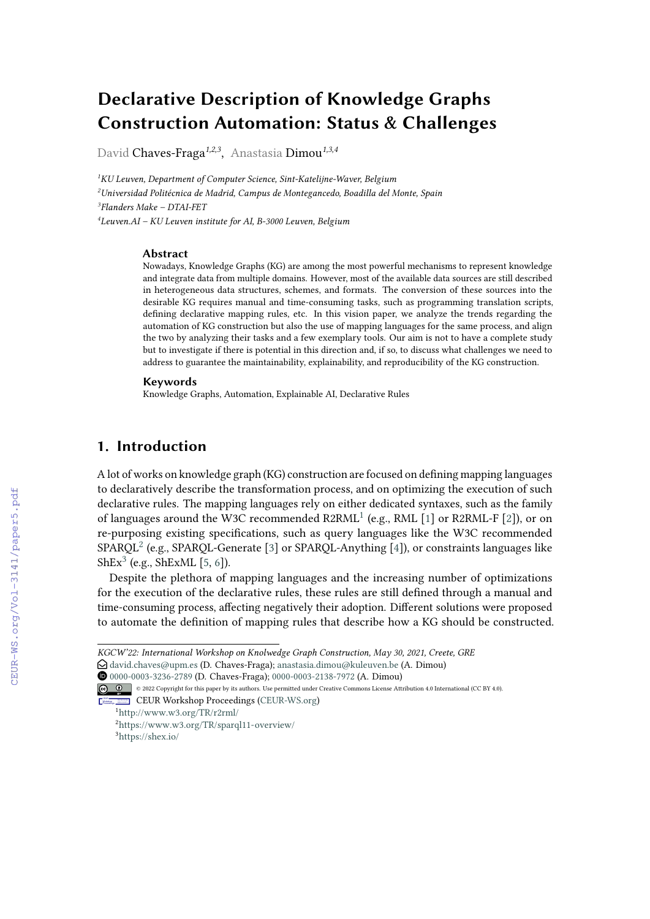# Declarative Description of Knowledge Graphs Construction Automation: Status & Challenges

David Chaves-Fraga[1,2,3], Anastasia Dimou[1,3,4]

[1]KU Leuven, Department of Computer Science, Sint-Katelijne-Waver, Belgium

[2]Universidad Politécnica de Madrid, Campus de Montegancedo, Boadilla del Monte, Spain

[3]Flanders Make – DTAI-FET

[4]Leuven.AI – KU Leuven institute for AI, B-3000 Leuven, Belgium

### Abstract

Nowadays, Knowledge Graphs (KG) are among the most powerful mechanisms to represent knowledge and integrate data from multiple domains. However, most of the available data sources are still described in heterogeneous data structures, schemes, and formats. The conversion of these sources into the desirable KG requires manual and time-consuming tasks, such as programming translation scripts, defining declarative mapping rules, etc. In this vision paper, we analyze the trends regarding the automation of KG construction but also the use of mapping languages for the same process, and align the two by analyzing their tasks and a few exemplary tools. Our aim is not to have a complete study but to investigate if there is potential in this direction and, if so, to discuss what challenges we need to address to guarantee the maintainability, explainability, and reproducibility of the KG construction.

### Keywords

Knowledge Graphs, Automation, Explainable AI, Declarative Rules

## 1. Introduction

A lot of works on knowledge graph (KG) construction are focused on defining mapping languages to declaratively describe the transformation process, and on optimizing the execution of such declarative rules. The mapping languages rely on either dedicated syntaxes, such as the family of languages around the W3C recommended R2RML[1] (e.g., RML [1] or R2RML-F [2]), or on re-purposing existing specifications, such as query languages like the W3C recommended SPARQL[2] (e.g., SPARQL-Generate [3] or SPARQL-Anything [4]), or constraints languages like ShEx[3] (e.g., ShExML [5, 6]).

Despite the plethora of mapping languages and the increasing number of optimizations for the execution of the declarative rules, these rules are still defined through a manual and time-consuming process, affecting negatively their adoption. Different solutions were proposed to automate the definition of mapping rules that describe how a KG should be constructed.

---

*KGCW'22: International Workshop on Knolwedge Graph Construction, May 30, 2021, Creete, GRE*

david.chaves@upm.es (D. Chaves-Fraga); anastasia.dimou@kuleuven.be (A. Dimou)

0000-0003-3236-2789 (D. Chaves-Fraga); 0000-0003-2138-7972 (A. Dimou)

© 2022 Copyright for this paper by its authors. Use permitted under Creative Commons License Attribution 4.0 International (CC BY 4.0).

CEUR Workshop Proceedings (CEUR-WS.org)

[1]http://www.w3.org/TR/r2rml/

[2]https://www.w3.org/TR/sparql11-overview/

[3]https://shex.io/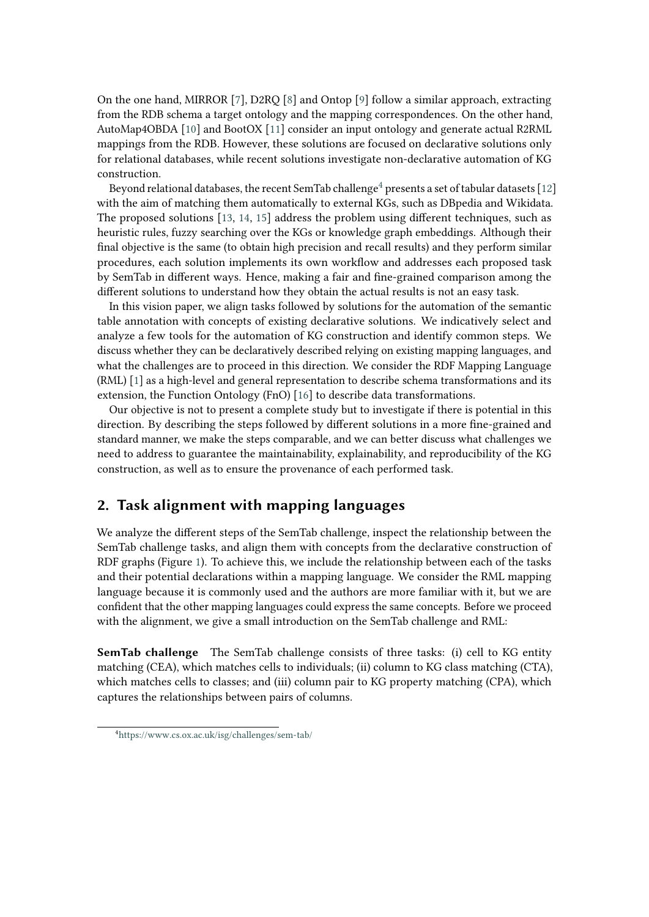On the one hand, MIRROR [7], D2RQ [8] and Ontop [9] follow a similar approach, extracting from the RDB schema a target ontology and the mapping correspondences. On the other hand, AutoMap4OBDA [10] and BootOX [11] consider an input ontology and generate actual R2RML mappings from the RDB. However, these solutions are focused on declarative solutions only for relational databases, while recent solutions investigate non-declarative automation of KG construction.

Beyond relational databases, the recent SemTab challenge[4] presents a set of tabular datasets [12] with the aim of matching them automatically to external KGs, such as DBpedia and Wikidata. The proposed solutions [13, 14, 15] address the problem using different techniques, such as heuristic rules, fuzzy searching over the KGs or knowledge graph embeddings. Although their final objective is the same (to obtain high precision and recall results) and they perform similar procedures, each solution implements its own workflow and addresses each proposed task by SemTab in different ways. Hence, making a fair and fine-grained comparison among the different solutions to understand how they obtain the actual results is not an easy task.

In this vision paper, we align tasks followed by solutions for the automation of the semantic table annotation with concepts of existing declarative solutions. We indicatively select and analyze a few tools for the automation of KG construction and identify common steps. We discuss whether they can be declaratively described relying on existing mapping languages, and what the challenges are to proceed in this direction. We consider the RDF Mapping Language (RML) [1] as a high-level and general representation to describe schema transformations and its extension, the Function Ontology (FnO) [16] to describe data transformations.

Our objective is not to present a complete study but to investigate if there is potential in this direction. By describing the steps followed by different solutions in a more fine-grained and standard manner, we make the steps comparable, and we can better discuss what challenges we need to address to guarantee the maintainability, explainability, and reproducibility of the KG construction, as well as to ensure the provenance of each performed task.

## 2. Task alignment with mapping languages

We analyze the different steps of the SemTab challenge, inspect the relationship between the SemTab challenge tasks, and align them with concepts from the declarative construction of RDF graphs (Figure 1). To achieve this, we include the relationship between each of the tasks and their potential declarations within a mapping language. We consider the RML mapping language because it is commonly used and the authors are more familiar with it, but we are confident that the other mapping languages could express the same concepts. Before we proceed with the alignment, we give a small introduction on the SemTab challenge and RML:

**SemTab challenge** The SemTab challenge consists of three tasks: (i) cell to KG entity matching (CEA), which matches cells to individuals; (ii) column to KG class matching (CTA), which matches cells to classes; and (iii) column pair to KG property matching (CPA), which captures the relationships between pairs of columns.

[4] https://www.cs.ox.ac.uk/isg/challenges/sem-tab/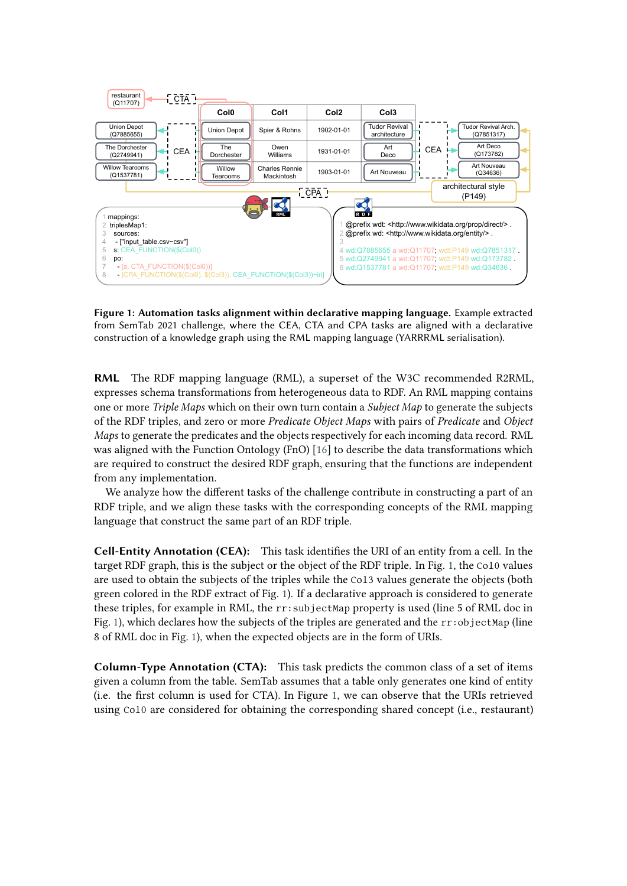**Figure 1: Automation tasks alignment within declarative mapping language.** Example extracted from SemTab 2021 challenge, where the CEA, CTA and CPA tasks are aligned with a declarative construction of a knowledge graph using the RML mapping language (YARRRML serialisation).

**RML** The RDF mapping language (RML), a superset of the W3C recommended R2RML, expresses schema transformations from heterogeneous data to RDF. An RML mapping contains one or more *Triple Maps* which on their own turn contain a *Subject Map* to generate the subjects of the RDF triples, and zero or more *Predicate Object Maps* with pairs of *Predicate* and *Object Maps* to generate the predicates and the objects respectively for each incoming data record. RML was aligned with the Function Ontology (FnO) [16] to describe the data transformations which are required to construct the desired RDF graph, ensuring that the functions are independent from any implementation.

We analyze how the different tasks of the challenge contribute in constructing a part of an RDF triple, and we align these tasks with the corresponding concepts of the RML mapping language that construct the same part of an RDF triple.

**Cell-Entity Annotation (CEA):** This task identifies the URI of an entity from a cell. In the target RDF graph, this is the subject or the object of the RDF triple. In Fig. 1, the `Col0` values are used to obtain the subjects of the triples while the `Col3` values generate the objects (both green colored in the RDF extract of Fig. 1). If a declarative approach is considered to generate these triples, for example in RML, the `rr:subjectMap` property is used (line 5 of RML doc in Fig. 1), which declares how the subjects of the triples are generated and the `rr:objectMap` (line 8 of RML doc in Fig. 1), when the expected objects are in the form of URIs.

**Column-Type Annotation (CTA):** This task predicts the common class of a set of items given a column from the table. SemTab assumes that a table only generates one kind of entity (i.e. the first column is used for CTA). In Figure 1, we can observe that the URIs retrieved using `Col0` are considered for obtaining the corresponding shared concept (i.e., restaurant)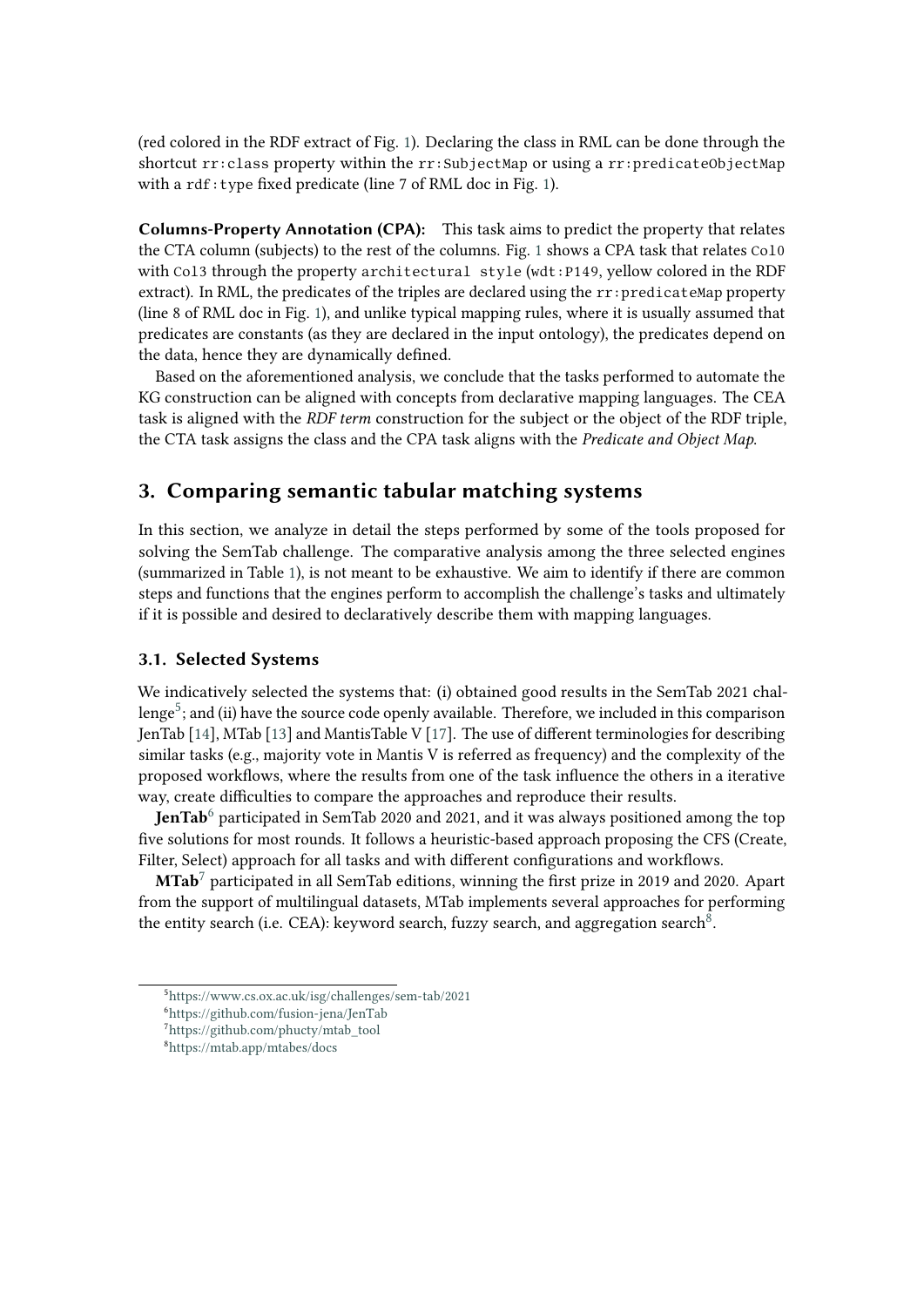(red colored in the RDF extract of Fig. 1). Declaring the class in RML can be done through the shortcut `rr:class` property within the `rr:SubjectMap` or using a `rr:predicateObjectMap` with a `rdf:type` fixed predicate (line 7 of RML doc in Fig. 1).

**Columns-Property Annotation (CPA):** This task aims to predict the property that relates the CTA column (subjects) to the rest of the columns. Fig. 1 shows a CPA task that relates `Col0` with `Col3` through the property `architectural style` (`wdt:P149`, yellow colored in the RDF extract). In RML, the predicates of the triples are declared using the `rr:predicateMap` property (line 8 of RML doc in Fig. 1), and unlike typical mapping rules, where it is usually assumed that predicates are constants (as they are declared in the input ontology), the predicates depend on the data, hence they are dynamically defined.

Based on the aforementioned analysis, we conclude that the tasks performed to automate the KG construction can be aligned with concepts from declarative mapping languages. The CEA task is aligned with the *RDF term* construction for the subject or the object of the RDF triple, the CTA task assigns the class and the CPA task aligns with the *Predicate and Object Map*.

## 3. Comparing semantic tabular matching systems

In this section, we analyze in detail the steps performed by some of the tools proposed for solving the SemTab challenge. The comparative analysis among the three selected engines (summarized in Table 1), is not meant to be exhaustive. We aim to identify if there are common steps and functions that the engines perform to accomplish the challenge's tasks and ultimately if it is possible and desired to declaratively describe them with mapping languages.

### 3.1. Selected Systems

We indicatively selected the systems that: (i) obtained good results in the SemTab 2021 challenge[5]; and (ii) have the source code openly available. Therefore, we included in this comparison JenTab [14], MTab [13] and MantisTable V [17]. The use of different terminologies for describing similar tasks (e.g., majority vote in Mantis V is referred as frequency) and the complexity of the proposed workflows, where the results from one of the task influence the others in a iterative way, create difficulties to compare the approaches and reproduce their results.

**JenTab**[6] participated in SemTab 2020 and 2021, and it was always positioned among the top five solutions for most rounds. It follows a heuristic-based approach proposing the CFS (Create, Filter, Select) approach for all tasks and with different configurations and workflows.

**MTab**[7] participated in all SemTab editions, winning the first prize in 2019 and 2020. Apart from the support of multilingual datasets, MTab implements several approaches for performing the entity search (i.e. CEA): keyword search, fuzzy search, and aggregation search[8].

[5] https://www.cs.ox.ac.uk/isg/challenges/sem-tab/2021

[6] https://github.com/fusion-jena/JenTab

[7] https://github.com/phucty/mtab_tool

[8] https://mtab.app/mtabes/docs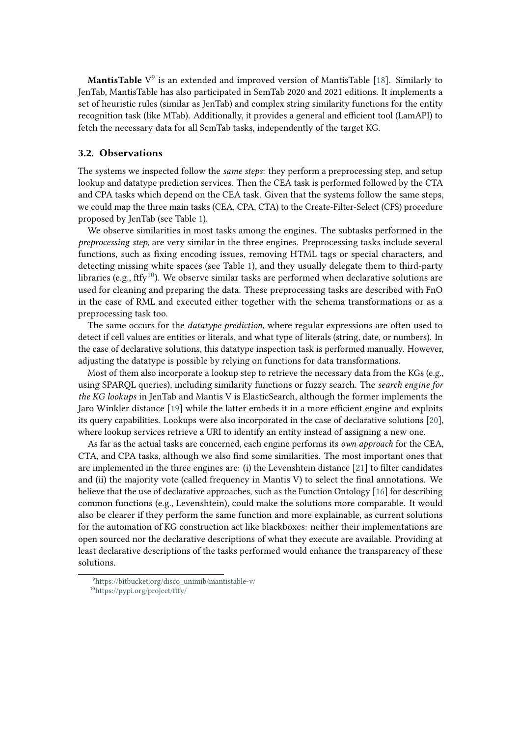**MantisTable** V[9] is an extended and improved version of MantisTable [18]. Similarly to JenTab, MantisTable has also participated in SemTab 2020 and 2021 editions. It implements a set of heuristic rules (similar as JenTab) and complex string similarity functions for the entity recognition task (like MTab). Additionally, it provides a general and efficient tool (LamAPI) to fetch the necessary data for all SemTab tasks, independently of the target KG.

### 3.2. Observations

The systems we inspected follow the *same steps*: they perform a preprocessing step, and setup lookup and datatype prediction services. Then the CEA task is performed followed by the CTA and CPA tasks which depend on the CEA task. Given that the systems follow the same steps, we could map the three main tasks (CEA, CPA, CTA) to the Create-Filter-Select (CFS) procedure proposed by JenTab (see Table 1).

We observe similarities in most tasks among the engines. The subtasks performed in the *preprocessing step*, are very similar in the three engines. Preprocessing tasks include several functions, such as fixing encoding issues, removing HTML tags or special characters, and detecting missing white spaces (see Table 1), and they usually delegate them to third-party libraries (e.g., ftfy[10]). We observe similar tasks are performed when declarative solutions are used for cleaning and preparing the data. These preprocessing tasks are described with FnO in the case of RML and executed either together with the schema transformations or as a preprocessing task too.

The same occurs for the *datatype prediction*, where regular expressions are often used to detect if cell values are entities or literals, and what type of literals (string, date, or numbers). In the case of declarative solutions, this datatype inspection task is performed manually. However, adjusting the datatype is possible by relying on functions for data transformations.

Most of them also incorporate a lookup step to retrieve the necessary data from the KGs (e.g., using SPARQL queries), including similarity functions or fuzzy search. The *search engine for the KG lookups* in JenTab and Mantis V is ElasticSearch, although the former implements the Jaro Winkler distance [19] while the latter embeds it in a more efficient engine and exploits its query capabilities. Lookups were also incorporated in the case of declarative solutions [20], where lookup services retrieve a URI to identify an entity instead of assigning a new one.

As far as the actual tasks are concerned, each engine performs its *own approach* for the CEA, CTA, and CPA tasks, although we also find some similarities. The most important ones that are implemented in the three engines are: (i) the Levenshtein distance [21] to filter candidates and (ii) the majority vote (called frequency in Mantis V) to select the final annotations. We believe that the use of declarative approaches, such as the Function Ontology [16] for describing common functions (e.g., Levenshtein), could make the solutions more comparable. It would also be clearer if they perform the same function and more explainable, as current solutions for the automation of KG construction act like blackboxes: neither their implementations are open sourced nor the declarative descriptions of what they execute are available. Providing at least declarative descriptions of the tasks performed would enhance the transparency of these solutions.

[9] https://bitbucket.org/disco_unimib/mantistable-v/

[10] https://pypi.org/project/ftfy/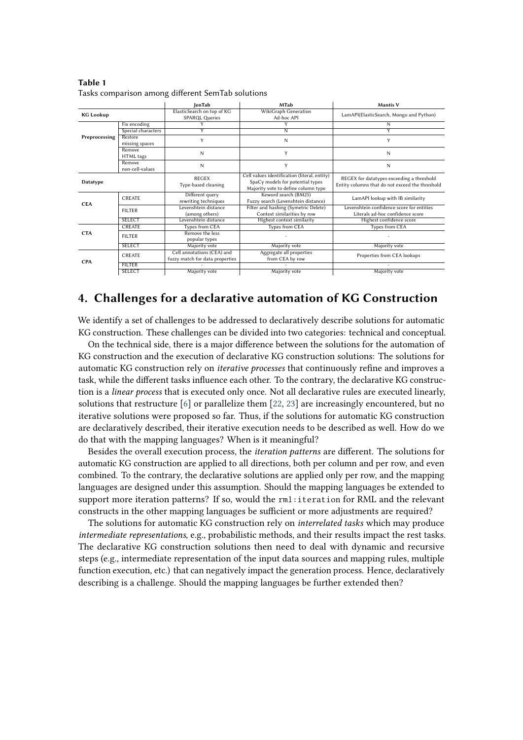**Table 1**
Tasks comparison among different SemTab solutions

| | | JenTab | MTab | Mantis V |
|---|---|---|---|---|
| **KG Lookup** | | ElasticSearch on top of KG SPARQL Queries | WikiGraph Generation Ad-hoc API | LamAPI(ElasticSearch, Mongo and Python) |
| **Preprocessing** | Fix encoding | Y | Y | N |
| | Special characters | Y | N | Y |
| | Restore missing spaces | Y | N | Y |
| | Remove HTML tags | N | Y | N |
| | Remove non-cell-values | N | Y | N |
| **Datatype** | | REGEX Type-based cleaning | Cell values identification (literal, entity) SpaCy models for potential types Majority vote to define column type | REGEX for datatypes exceeding a threshold Entity columns that do not exceed the threshold |
| **CEA** | CREATE | Different query rewriting techniques | Keword search (BM25) Fuzzy search (Levenshtein distance) | LamAPI lookup with IB similarity |
| | FILTER | Levenshtein distance (among others) | Filter and hashing (Symetric Delete) Context similarities by row | Levenshtein confidence score for entities Literals ad-hoc confidence score |
| | SELECT | Levenshtein distance | Highest context similarity | Highest confidence score |
| **CTA** | CREATE | Types from CEA | Types from CEA | Types from CEA |
| | FILTER | Remove the less popular types | - | - |
| | SELECT | Majority vote | Majority vote | Majority vote |
| **CPA** | CREATE | Cell annotations (CEA) and fuzzy match for data properties | Aggregate all properties from CEA by row | Properties from CEA lookups |
| | FILTER | - | - | - |
| | SELECT | Majority vote | Majority vote | Majority vote |

## 4. Challenges for a declarative automation of KG Construction

We identify a set of challenges to be addressed to declaratively describe solutions for automatic KG construction. These challenges can be divided into two categories: technical and conceptual.

On the technical side, there is a major difference between the solutions for the automation of KG construction and the execution of declarative KG construction solutions: The solutions for automatic KG construction rely on *iterative processes* that continuously refine and improves a task, while the different tasks influence each other. To the contrary, the declarative KG construction is a *linear process* that is executed only once. Not all declarative rules are executed linearly, solutions that restructure [6] or parallelize them [22, 23] are increasingly encountered, but no iterative solutions were proposed so far. Thus, if the solutions for automatic KG construction are declaratively described, their iterative execution needs to be described as well. How do we do that with the mapping languages? When is it meaningful?

Besides the overall execution process, the *iteration patterns* are different. The solutions for automatic KG construction are applied to all directions, both per column and per row, and even combined. To the contrary, the declarative solutions are applied only per row, and the mapping languages are designed under this assumption. Should the mapping languages be extended to support more iteration patterns? If so, would the `rml:iteration` for RML and the relevant constructs in the other mapping languages be sufficient or more adjustments are required?

The solutions for automatic KG construction rely on *interrelated tasks* which may produce *intermediate representations*, e.g., probabilistic methods, and their results impact the rest tasks. The declarative KG construction solutions then need to deal with dynamic and recursive steps (e.g., intermediate representation of the input data sources and mapping rules, multiple function execution, etc.) that can negatively impact the generation process. Hence, declaratively describing is a challenge. Should the mapping languages be further extended then?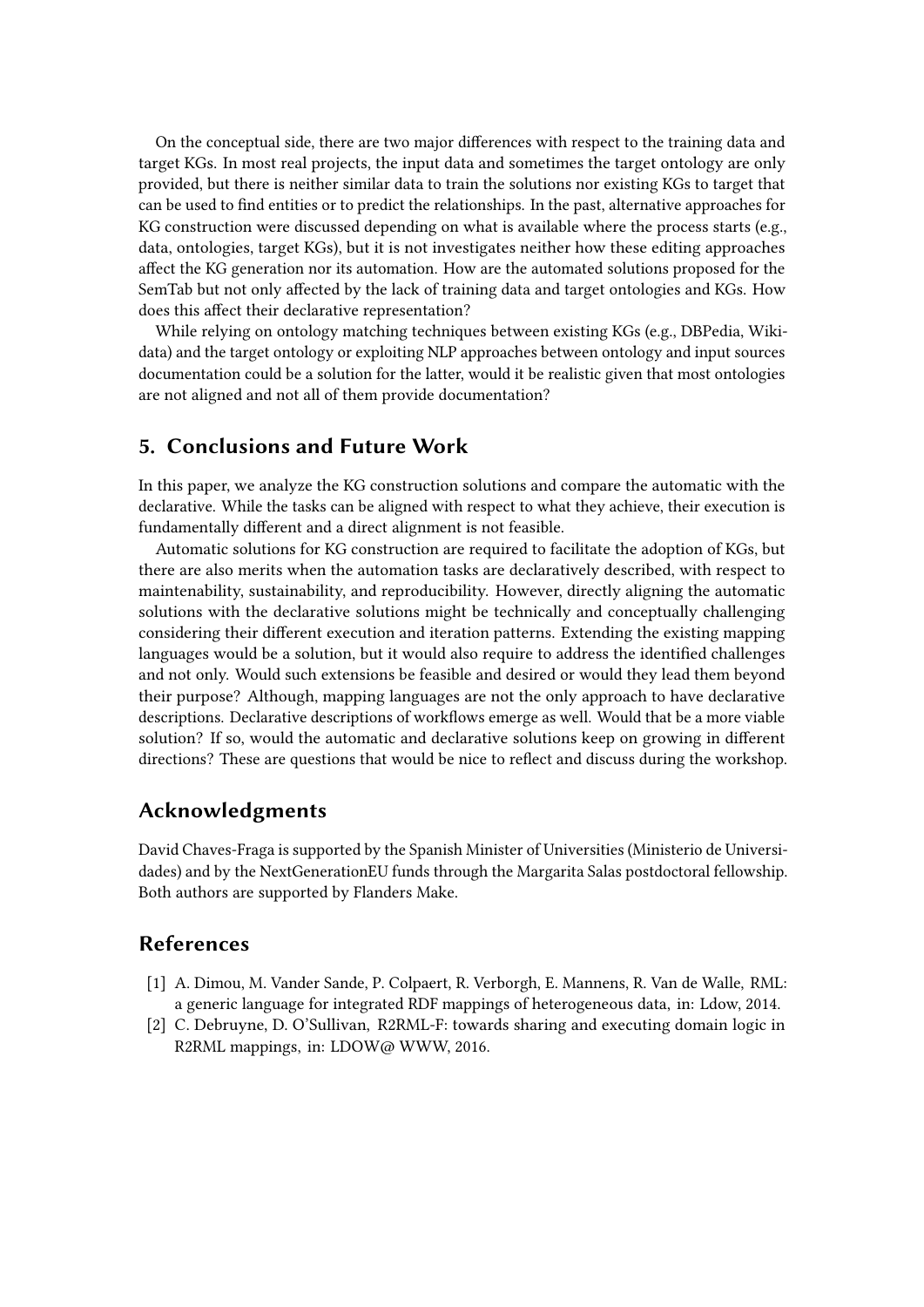On the conceptual side, there are two major differences with respect to the training data and target KGs. In most real projects, the input data and sometimes the target ontology are only provided, but there is neither similar data to train the solutions nor existing KGs to target that can be used to find entities or to predict the relationships. In the past, alternative approaches for KG construction were discussed depending on what is available where the process starts (e.g., data, ontologies, target KGs), but it is not investigates neither how these editing approaches affect the KG generation nor its automation. How are the automated solutions proposed for the SemTab but not only affected by the lack of training data and target ontologies and KGs. How does this affect their declarative representation?

While relying on ontology matching techniques between existing KGs (e.g., DBPedia, Wikidata) and the target ontology or exploiting NLP approaches between ontology and input sources documentation could be a solution for the latter, would it be realistic given that most ontologies are not aligned and not all of them provide documentation?

## 5. Conclusions and Future Work

In this paper, we analyze the KG construction solutions and compare the automatic with the declarative. While the tasks can be aligned with respect to what they achieve, their execution is fundamentally different and a direct alignment is not feasible.

Automatic solutions for KG construction are required to facilitate the adoption of KGs, but there are also merits when the automation tasks are declaratively described, with respect to maintenability, sustainability, and reproducibility. However, directly aligning the automatic solutions with the declarative solutions might be technically and conceptually challenging considering their different execution and iteration patterns. Extending the existing mapping languages would be a solution, but it would also require to address the identified challenges and not only. Would such extensions be feasible and desired or would they lead them beyond their purpose? Although, mapping languages are not the only approach to have declarative descriptions. Declarative descriptions of workflows emerge as well. Would that be a more viable solution? If so, would the automatic and declarative solutions keep on growing in different directions? These are questions that would be nice to reflect and discuss during the workshop.

## Acknowledgments

David Chaves-Fraga is supported by the Spanish Minister of Universities (Ministerio de Universidades) and by the NextGenerationEU funds through the Margarita Salas postdoctoral fellowship. Both authors are supported by Flanders Make.

## References

[1] A. Dimou, M. Vander Sande, P. Colpaert, R. Verborgh, E. Mannens, R. Van de Walle, RML: a generic language for integrated RDF mappings of heterogeneous data, in: Ldow, 2014.

[2] C. Debruyne, D. O'Sullivan, R2RML-F: towards sharing and executing domain logic in R2RML mappings, in: LDOW@ WWW, 2016.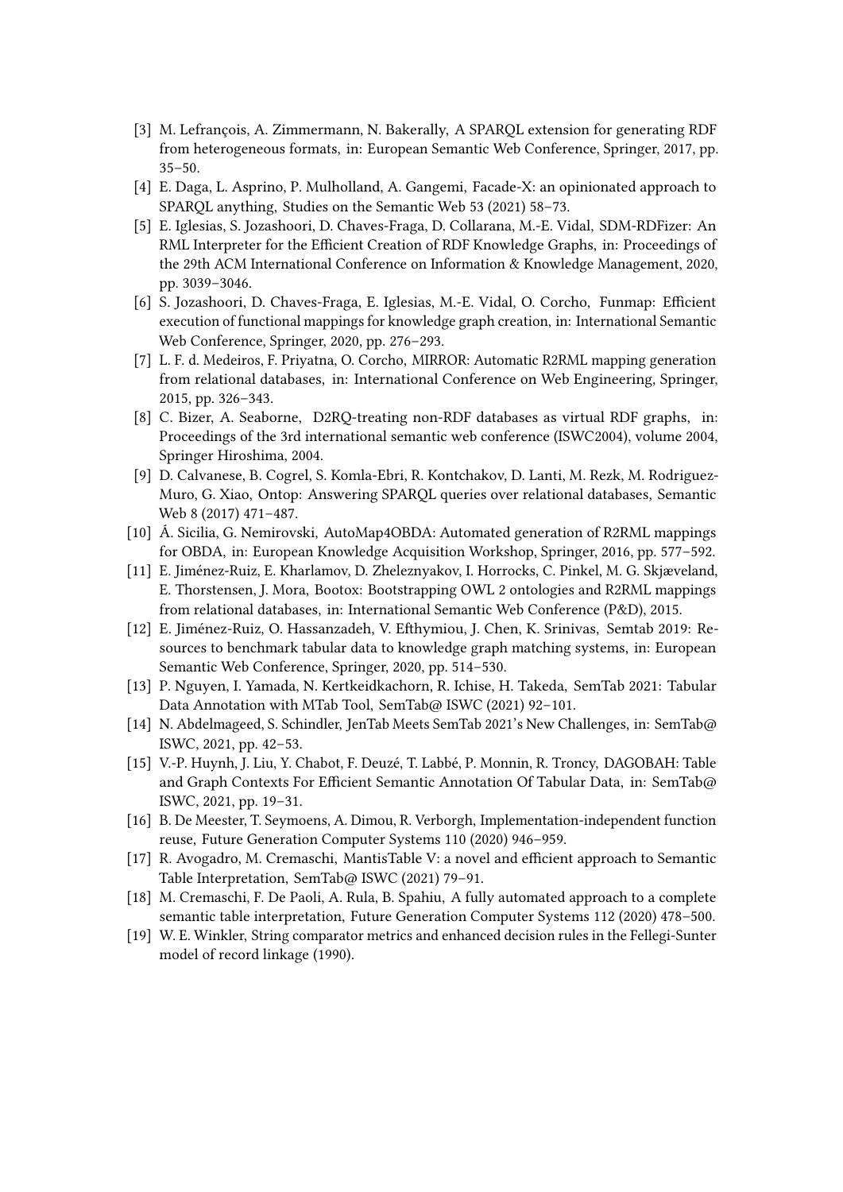[3] M. Lefrançois, A. Zimmermann, N. Bakerally, A SPARQL extension for generating RDF from heterogeneous formats, in: European Semantic Web Conference, Springer, 2017, pp. 35–50.

[4] E. Daga, L. Asprino, P. Mulholland, A. Gangemi, Facade-X: an opinionated approach to SPARQL anything, Studies on the Semantic Web 53 (2021) 58–73.

[5] E. Iglesias, S. Jozashoori, D. Chaves-Fraga, D. Collarana, M.-E. Vidal, SDM-RDFizer: An RML Interpreter for the Efficient Creation of RDF Knowledge Graphs, in: Proceedings of the 29th ACM International Conference on Information & Knowledge Management, 2020, pp. 3039–3046.

[6] S. Jozashoori, D. Chaves-Fraga, E. Iglesias, M.-E. Vidal, O. Corcho, Funmap: Efficient execution of functional mappings for knowledge graph creation, in: International Semantic Web Conference, Springer, 2020, pp. 276–293.

[7] L. F. d. Medeiros, F. Priyatna, O. Corcho, MIRROR: Automatic R2RML mapping generation from relational databases, in: International Conference on Web Engineering, Springer, 2015, pp. 326–343.

[8] C. Bizer, A. Seaborne, D2RQ-treating non-RDF databases as virtual RDF graphs, in: Proceedings of the 3rd international semantic web conference (ISWC2004), volume 2004, Springer Hiroshima, 2004.

[9] D. Calvanese, B. Cogrel, S. Komla-Ebri, R. Kontchakov, D. Lanti, M. Rezk, M. Rodriguez-Muro, G. Xiao, Ontop: Answering SPARQL queries over relational databases, Semantic Web 8 (2017) 471–487.

[10] Á. Sicilia, G. Nemirovski, AutoMap4OBDA: Automated generation of R2RML mappings for OBDA, in: European Knowledge Acquisition Workshop, Springer, 2016, pp. 577–592.

[11] E. Jiménez-Ruiz, E. Kharlamov, D. Zheleznyakov, I. Horrocks, C. Pinkel, M. G. Skjæveland, E. Thorstensen, J. Mora, Bootox: Bootstrapping OWL 2 ontologies and R2RML mappings from relational databases, in: International Semantic Web Conference (P&D), 2015.

[12] E. Jiménez-Ruiz, O. Hassanzadeh, V. Efthymiou, J. Chen, K. Srinivas, Semtab 2019: Resources to benchmark tabular data to knowledge graph matching systems, in: European Semantic Web Conference, Springer, 2020, pp. 514–530.

[13] P. Nguyen, I. Yamada, N. Kertkeidkachorn, R. Ichise, H. Takeda, SemTab 2021: Tabular Data Annotation with MTab Tool, SemTab@ ISWC (2021) 92–101.

[14] N. Abdelmageed, S. Schindler, JenTab Meets SemTab 2021's New Challenges, in: SemTab@ ISWC, 2021, pp. 42–53.

[15] V.-P. Huynh, J. Liu, Y. Chabot, F. Deuzé, T. Labbé, P. Monnin, R. Troncy, DAGOBAH: Table and Graph Contexts For Efficient Semantic Annotation Of Tabular Data, in: SemTab@ ISWC, 2021, pp. 19–31.

[16] B. De Meester, T. Seymoens, A. Dimou, R. Verborgh, Implementation-independent function reuse, Future Generation Computer Systems 110 (2020) 946–959.

[17] R. Avogadro, M. Cremaschi, MantisTable V: a novel and efficient approach to Semantic Table Interpretation, SemTab@ ISWC (2021) 79–91.

[18] M. Cremaschi, F. De Paoli, A. Rula, B. Spahiu, A fully automated approach to a complete semantic table interpretation, Future Generation Computer Systems 112 (2020) 478–500.

[19] W. E. Winkler, String comparator metrics and enhanced decision rules in the Fellegi-Sunter model of record linkage (1990).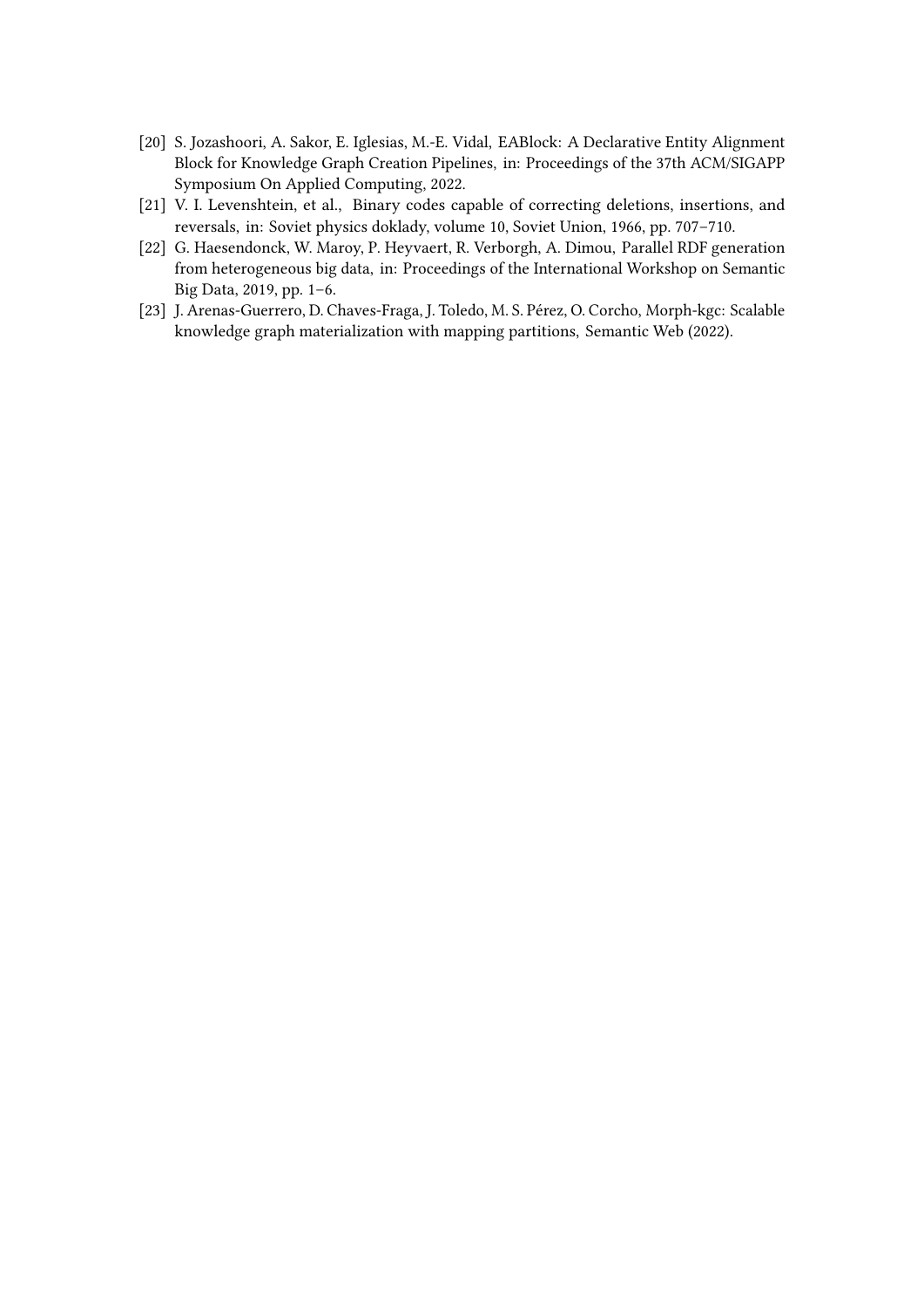[20] S. Jozashoori, A. Sakor, E. Iglesias, M.-E. Vidal, EABlock: A Declarative Entity Alignment Block for Knowledge Graph Creation Pipelines, in: Proceedings of the 37th ACM/SIGAPP Symposium On Applied Computing, 2022.

[21] V. I. Levenshtein, et al., Binary codes capable of correcting deletions, insertions, and reversals, in: Soviet physics doklady, volume 10, Soviet Union, 1966, pp. 707–710.

[22] G. Haesendonck, W. Maroy, P. Heyvaert, R. Verborgh, A. Dimou, Parallel RDF generation from heterogeneous big data, in: Proceedings of the International Workshop on Semantic Big Data, 2019, pp. 1–6.

[23] J. Arenas-Guerrero, D. Chaves-Fraga, J. Toledo, M. S. Pérez, O. Corcho, Morph-kgc: Scalable knowledge graph materialization with mapping partitions, Semantic Web (2022).